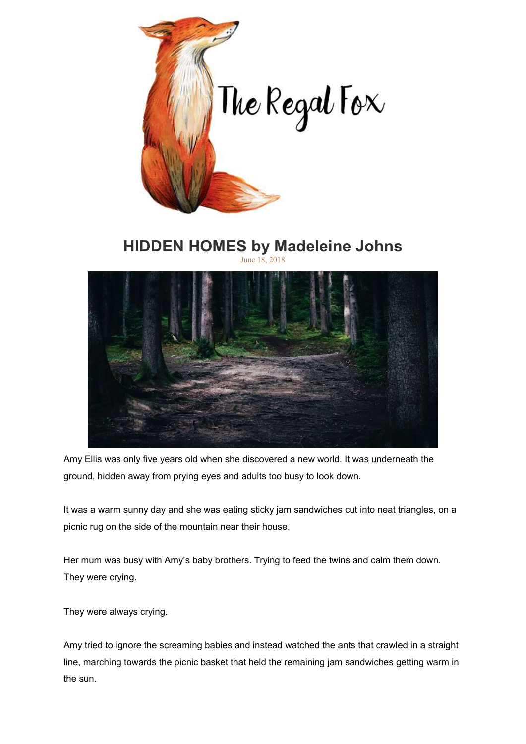The Regal Fox

# HIDDEN HOMES by Madeleine Johns

June 18, 2018

Amy Ellis was only five years old when she discovered a new world. It was underneath the ground, hidden away from prying eyes and adults too busy to look down.

It was a warm sunny day and she was eating sticky jam sandwiches cut into neat triangles, on a picnic rug on the side of the mountain near their house.

Her mum was busy with Amy's baby brothers. Trying to feed the twins and calm them down. They were crying.

They were always crying.

Amy tried to ignore the screaming babies and instead watched the ants that crawled in a straight line, marching towards the picnic basket that held the remaining jam sandwiches getting warm in the sun.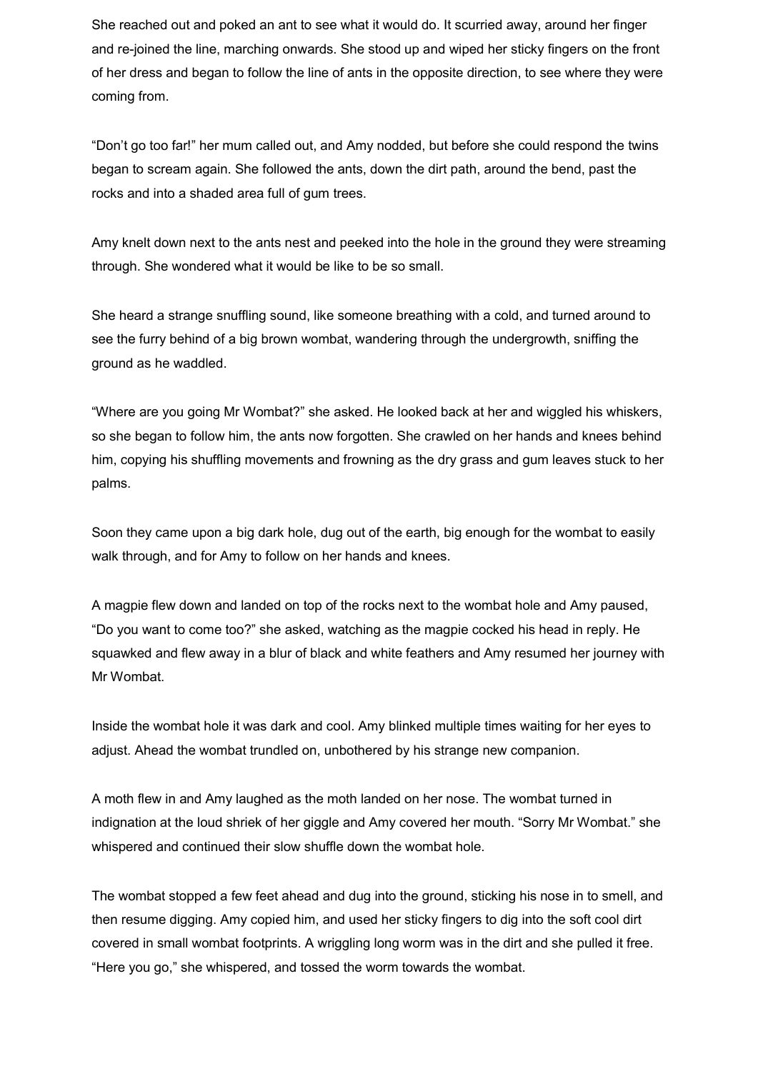She reached out and poked an ant to see what it would do. It scurried away, around her finger and re-joined the line, marching onwards. She stood up and wiped her sticky fingers on the front of her dress and began to follow the line of ants in the opposite direction, to see where they were coming from.

“Don’t go too far!” her mum called out, and Amy nodded, but before she could respond the twins began to scream again. She followed the ants, down the dirt path, around the bend, past the rocks and into a shaded area full of gum trees.

Amy knelt down next to the ants nest and peeked into the hole in the ground they were streaming through. She wondered what it would be like to be so small.

She heard a strange snuffling sound, like someone breathing with a cold, and turned around to see the furry behind of a big brown wombat, wandering through the undergrowth, sniffing the ground as he waddled.

“Where are you going Mr Wombat?” she asked. He looked back at her and wiggled his whiskers, so she began to follow him, the ants now forgotten. She crawled on her hands and knees behind him, copying his shuffling movements and frowning as the dry grass and gum leaves stuck to her palms.

Soon they came upon a big dark hole, dug out of the earth, big enough for the wombat to easily walk through, and for Amy to follow on her hands and knees.

A magpie flew down and landed on top of the rocks next to the wombat hole and Amy paused, “Do you want to come too?” she asked, watching as the magpie cocked his head in reply. He squawked and flew away in a blur of black and white feathers and Amy resumed her journey with Mr Wombat.

Inside the wombat hole it was dark and cool. Amy blinked multiple times waiting for her eyes to adjust. Ahead the wombat trundled on, unbothered by his strange new companion.

A moth flew in and Amy laughed as the moth landed on her nose. The wombat turned in indignation at the loud shriek of her giggle and Amy covered her mouth. “Sorry Mr Wombat.” she whispered and continued their slow shuffle down the wombat hole.

The wombat stopped a few feet ahead and dug into the ground, sticking his nose in to smell, and then resume digging. Amy copied him, and used her sticky fingers to dig into the soft cool dirt covered in small wombat footprints. A wriggling long worm was in the dirt and she pulled it free. “Here you go,” she whispered, and tossed the worm towards the wombat.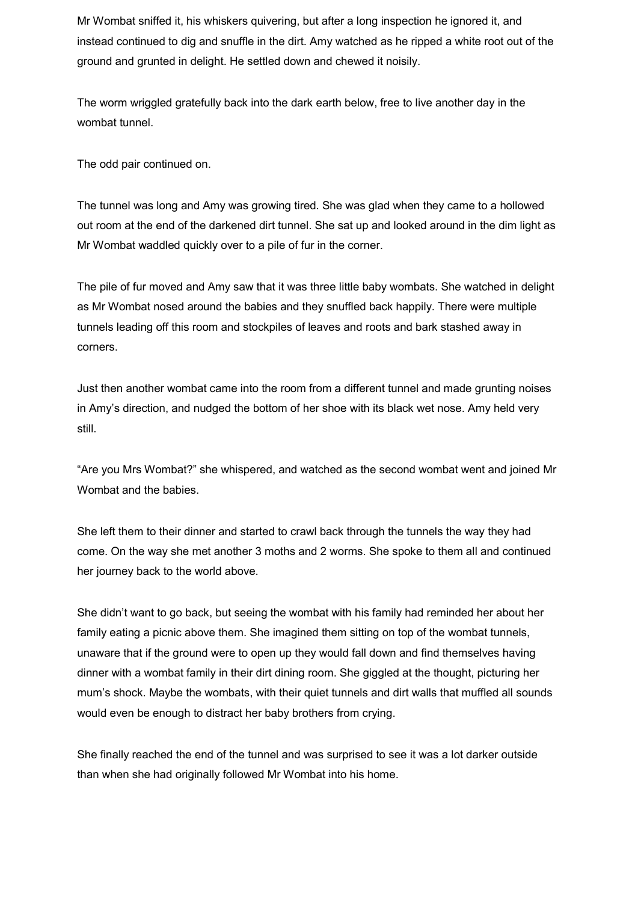Mr Wombat sniffed it, his whiskers quivering, but after a long inspection he ignored it, and instead continued to dig and snuffle in the dirt. Amy watched as he ripped a white root out of the ground and grunted in delight. He settled down and chewed it noisily.

The worm wriggled gratefully back into the dark earth below, free to live another day in the wombat tunnel.

The odd pair continued on.

The tunnel was long and Amy was growing tired. She was glad when they came to a hollowed out room at the end of the darkened dirt tunnel. She sat up and looked around in the dim light as Mr Wombat waddled quickly over to a pile of fur in the corner.

The pile of fur moved and Amy saw that it was three little baby wombats. She watched in delight as Mr Wombat nosed around the babies and they snuffled back happily. There were multiple tunnels leading off this room and stockpiles of leaves and roots and bark stashed away in corners.

Just then another wombat came into the room from a different tunnel and made grunting noises in Amy's direction, and nudged the bottom of her shoe with its black wet nose. Amy held very still.

"Are you Mrs Wombat?" she whispered, and watched as the second wombat went and joined Mr Wombat and the babies.

She left them to their dinner and started to crawl back through the tunnels the way they had come. On the way she met another 3 moths and 2 worms. She spoke to them all and continued her journey back to the world above.

She didn't want to go back, but seeing the wombat with his family had reminded her about her family eating a picnic above them. She imagined them sitting on top of the wombat tunnels, unaware that if the ground were to open up they would fall down and find themselves having dinner with a wombat family in their dirt dining room. She giggled at the thought, picturing her mum's shock. Maybe the wombats, with their quiet tunnels and dirt walls that muffled all sounds would even be enough to distract her baby brothers from crying.

She finally reached the end of the tunnel and was surprised to see it was a lot darker outside than when she had originally followed Mr Wombat into his home.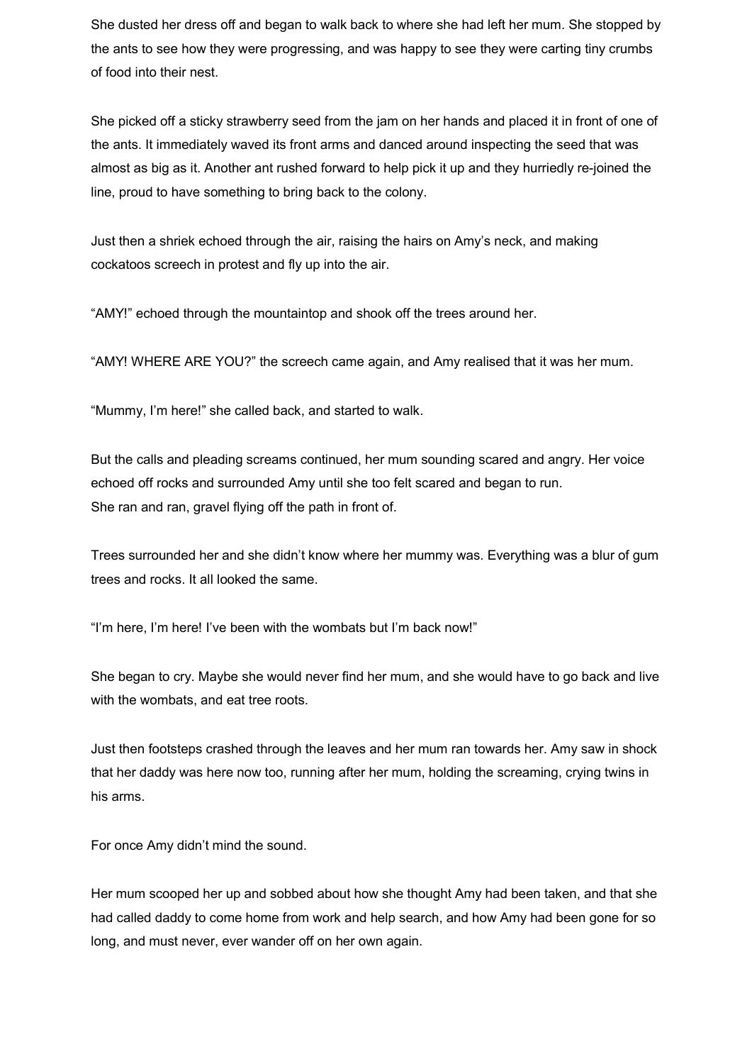She dusted her dress off and began to walk back to where she had left her mum. She stopped by the ants to see how they were progressing, and was happy to see they were carting tiny crumbs of food into their nest.

She picked off a sticky strawberry seed from the jam on her hands and placed it in front of one of the ants. It immediately waved its front arms and danced around inspecting the seed that was almost as big as it. Another ant rushed forward to help pick it up and they hurriedly re-joined the line, proud to have something to bring back to the colony.

Just then a shriek echoed through the air, raising the hairs on Amy's neck, and making cockatoos screech in protest and fly up into the air.

"AMY!" echoed through the mountaintop and shook off the trees around her.

"AMY! WHERE ARE YOU?" the screech came again, and Amy realised that it was her mum.

"Mummy, I'm here!" she called back, and started to walk.

But the calls and pleading screams continued, her mum sounding scared and angry. Her voice echoed off rocks and surrounded Amy until she too felt scared and began to run.
She ran and ran, gravel flying off the path in front of.

Trees surrounded her and she didn't know where her mummy was. Everything was a blur of gum trees and rocks. It all looked the same.

"I'm here, I'm here! I've been with the wombats but I'm back now!"

She began to cry. Maybe she would never find her mum, and she would have to go back and live with the wombats, and eat tree roots.

Just then footsteps crashed through the leaves and her mum ran towards her. Amy saw in shock that her daddy was here now too, running after her mum, holding the screaming, crying twins in his arms.

For once Amy didn't mind the sound.

Her mum scooped her up and sobbed about how she thought Amy had been taken, and that she had called daddy to come home from work and help search, and how Amy had been gone for so long, and must never, ever wander off on her own again.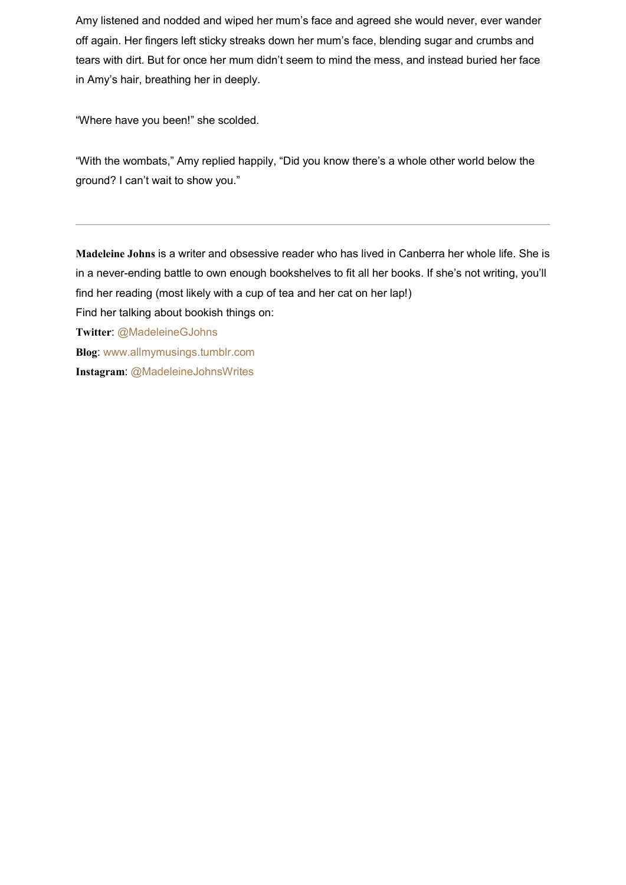Amy listened and nodded and wiped her mum's face and agreed she would never, ever wander off again. Her fingers left sticky streaks down her mum's face, blending sugar and crumbs and tears with dirt. But for once her mum didn't seem to mind the mess, and instead buried her face in Amy's hair, breathing her in deeply.

"Where have you been!" she scolded.

"With the wombats," Amy replied happily, "Did you know there's a whole other world below the ground? I can't wait to show you."

---

**Madeleine Johns** is a writer and obsessive reader who has lived in Canberra her whole life. She is in a never-ending battle to own enough bookshelves to fit all her books. If she's not writing, you'll find her reading (most likely with a cup of tea and her cat on her lap!)

Find her talking about bookish things on:

**Twitter**: @MadeleineGJohns

**Blog**: www.allmymusings.tumblr.com

**Instagram**: @MadeleineJohnsWrites